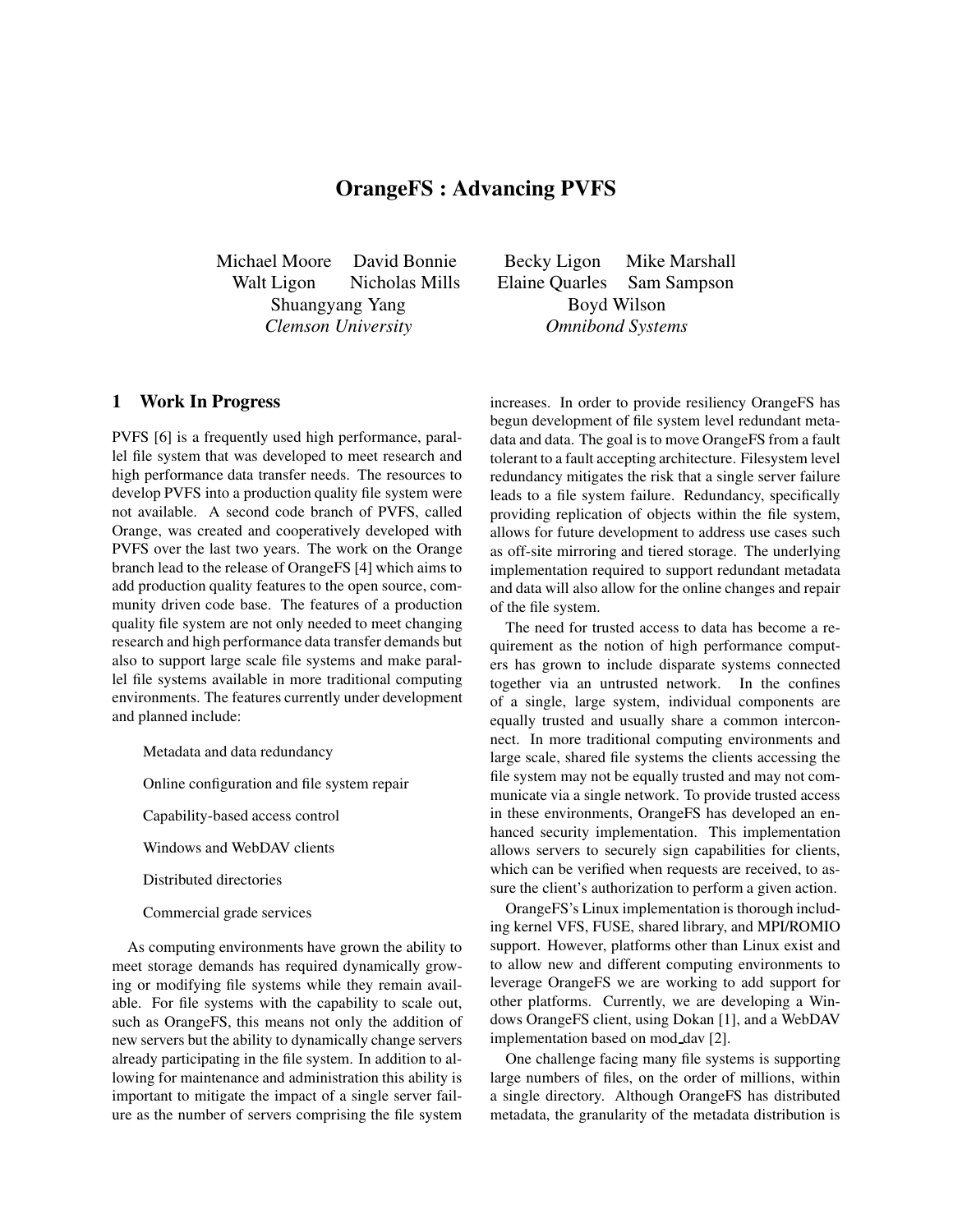# OrangeFS : Advancing PVFS

Michael Moore, David Bonnie, Walt Ligon, Nicholas Mills, Shuangyang Yang
*Clemson University*

Becky Ligon, Mike Marshall, Elaine Quarles, Sam Sampson, Boyd Wilson
*Omnibond Systems*

## 1 Work In Progress

PVFS [6] is a frequently used high performance, parallel file system that was developed to meet research and high performance data transfer needs. The resources to develop PVFS into a production quality file system were not available. A second code branch of PVFS, called Orange, was created and cooperatively developed with PVFS over the last two years. The work on the Orange branch lead to the release of OrangeFS [4] which aims to add production quality features to the open source, community driven code base. The features of a production quality file system are not only needed to meet changing research and high performance data transfer demands but also to support large scale file systems and make parallel file systems available in more traditional computing environments. The features currently under development and planned include:

- Metadata and data redundancy
- Online configuration and file system repair
- Capability-based access control
- Windows and WebDAV clients
- Distributed directories
- Commercial grade services

As computing environments have grown the ability to meet storage demands has required dynamically growing or modifying file systems while they remain available. For file systems with the capability to scale out, such as OrangeFS, this means not only the addition of new servers but the ability to dynamically change servers already participating in the file system. In addition to allowing for maintenance and administration this ability is important to mitigate the impact of a single server failure as the number of servers comprising the file system increases. In order to provide resiliency OrangeFS has begun development of file system level redundant metadata and data. The goal is to move OrangeFS from a fault tolerant to a fault accepting architecture. Filesystem level redundancy mitigates the risk that a single server failure leads to a file system failure. Redundancy, specifically providing replication of objects within the file system, allows for future development to address use cases such as off-site mirroring and tiered storage. The underlying implementation required to support redundant metadata and data will also allow for the online changes and repair of the file system.

The need for trusted access to data has become a requirement as the notion of high performance computers has grown to include disparate systems connected together via an untrusted network. In the confines of a single, large system, individual components are equally trusted and usually share a common interconnect. In more traditional computing environments and large scale, shared file systems the clients accessing the file system may not be equally trusted and may not communicate via a single network. To provide trusted access in these environments, OrangeFS has developed an enhanced security implementation. This implementation allows servers to securely sign capabilities for clients, which can be verified when requests are received, to assure the client's authorization to perform a given action.

OrangeFS's Linux implementation is thorough including kernel VFS, FUSE, shared library, and MPI/ROMIO support. However, platforms other than Linux exist and to allow new and different computing environments to leverage OrangeFS we are working to add support for other platforms. Currently, we are developing a Windows OrangeFS client, using Dokan [1], and a WebDAV implementation based on mod_dav [2].

One challenge facing many file systems is supporting large numbers of files, on the order of millions, within a single directory. Although OrangeFS has distributed metadata, the granularity of the metadata distribution is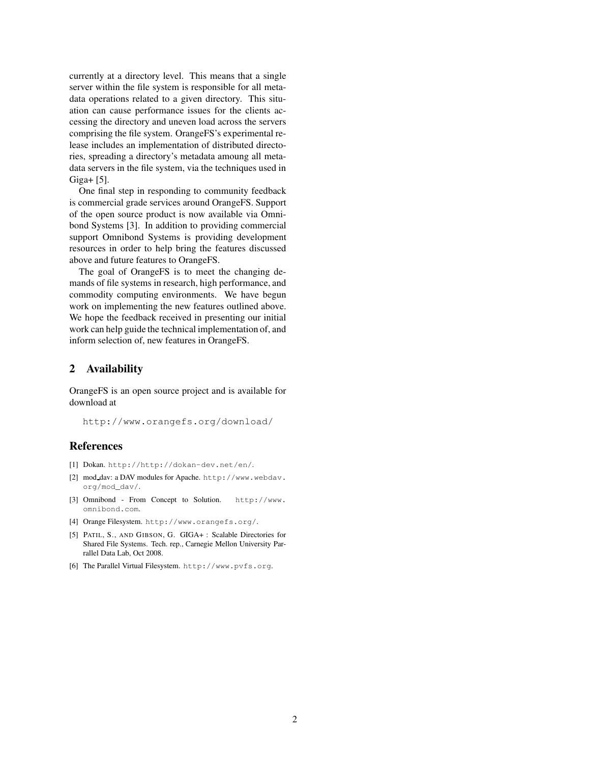currently at a directory level. This means that a single server within the file system is responsible for all metadata operations related to a given directory. This situation can cause performance issues for the clients accessing the directory and uneven load across the servers comprising the file system. OrangeFS's experimental release includes an implementation of distributed directories, spreading a directory's metadata amoung all metadata servers in the file system, via the techniques used in Giga+ [5].

One final step in responding to community feedback is commercial grade services around OrangeFS. Support of the open source product is now available via Omnibond Systems [3]. In addition to providing commercial support Omnibond Systems is providing development resources in order to help bring the features discussed above and future features to OrangeFS.

The goal of OrangeFS is to meet the changing demands of file systems in research, high performance, and commodity computing environments. We have begun work on implementing the new features outlined above. We hope the feedback received in presenting our initial work can help guide the technical implementation of, and inform selection of, new features in OrangeFS.

## 2 Availability

OrangeFS is an open source project and is available for download at

```
http://www.orangefs.org/download/
```

## References

[1] Dokan. http://http://dokan-dev.net/en/.

[2] mod_dav: a DAV modules for Apache. http://www.webdav.org/mod_dav/.

[3] Omnibond - From Concept to Solution. http://www.omnibond.com.

[4] Orange Filesystem. http://www.orangefs.org/.

[5] PATIL, S., AND GIBSON, G. GIGA+ : Scalable Directories for Shared File Systems. Tech. rep., Carnegie Mellon University Parallel Data Lab, Oct 2008.

[6] The Parallel Virtual Filesystem. http://www.pvfs.org.